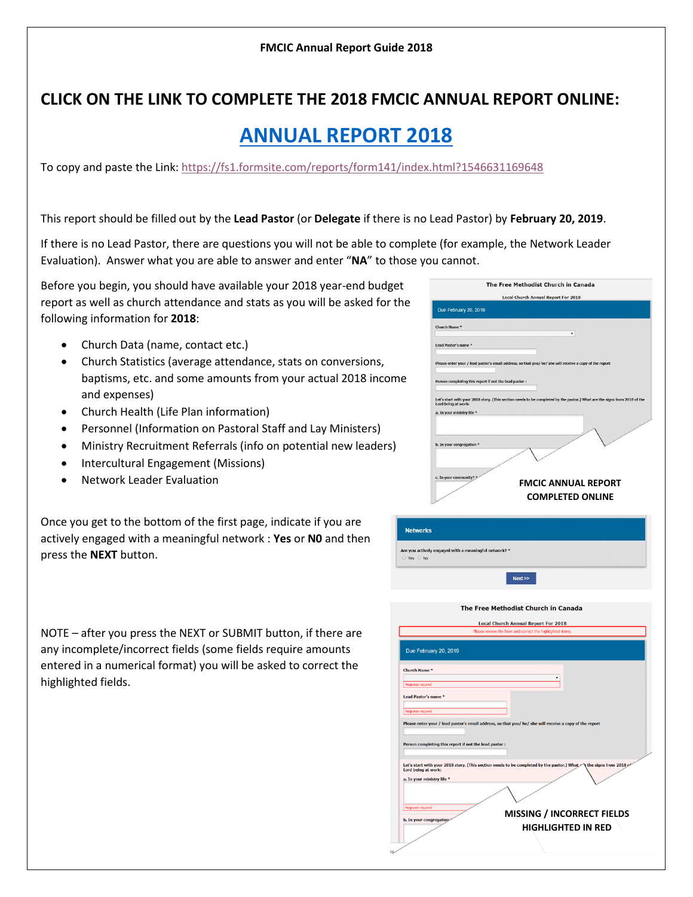**FMCIC Annual Report Guide 2018**

## CLICK ON THE LINK TO COMPLETE THE 2018 FMCIC ANNUAL REPORT ONLINE:

# ANNUAL REPORT 2018

To copy and paste the Link: https://fs1.formsite.com/reports/form141/index.html?1546631169648

This report should be filled out by the **Lead Pastor** (or **Delegate** if there is no Lead Pastor) by **February 20, 2019**.

If there is no Lead Pastor, there are questions you will not be able to complete (for example, the Network Leader Evaluation). Answer what you are able to answer and enter "**NA**" to those you cannot.

Before you begin, you should have available your 2018 year-end budget report as well as church attendance and stats as you will be asked for the following information for **2018**:

- Church Data (name, contact etc.)
- Church Statistics (average attendance, stats on conversions, baptisms, etc. and some amounts from your actual 2018 income and expenses)
- Church Health (Life Plan information)
- Personnel (Information on Pastoral Staff and Lay Ministers)
- Ministry Recruitment Referrals (info on potential new leaders)
- Intercultural Engagement (Missions)
- Network Leader Evaluation

**FMCIC ANNUAL REPORT COMPLETED ONLINE**

Once you get to the bottom of the first page, indicate if you are actively engaged with a meaningful network : **Yes** or **N0** and then press the **NEXT** button.

NOTE – after you press the NEXT or SUBMIT button, if there are any incomplete/incorrect fields (some fields require amounts entered in a numerical format) you will be asked to correct the highlighted fields.

**MISSING / INCORRECT FIELDS HIGHLIGHTED IN RED**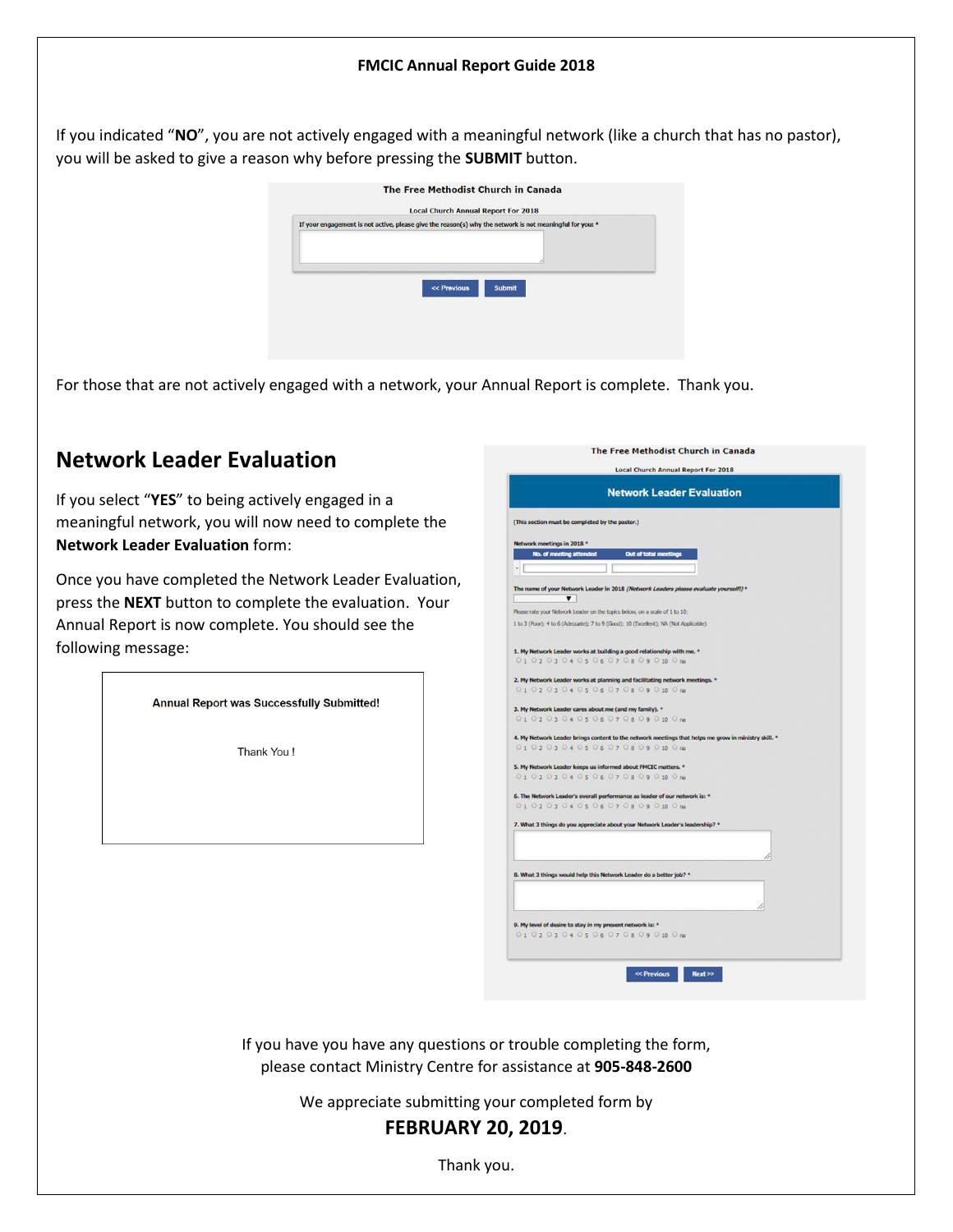**FMCIC Annual Report Guide 2018**

If you indicated "**NO**", you are not actively engaged with a meaningful network (like a church that has no pastor), you will be asked to give a reason why before pressing the **SUBMIT** button.

The Free Methodist Church in Canada

Local Church Annual Report For 2018

If your engagement is not active, please give the reason(s) why the network is not meaningful for you: *

<< Previous   Submit

For those that are not actively engaged with a network, your Annual Report is complete. Thank you.

## Network Leader Evaluation

If you select "**YES**" to being actively engaged in a meaningful network, you will now need to complete the **Network Leader Evaluation** form:

Once you have completed the Network Leader Evaluation, press the **NEXT** button to complete the evaluation. Your Annual Report is now complete. You should see the following message:

Annual Report was Successfully Submitted!

Thank You !

The Free Methodist Church in Canada

Local Church Annual Report For 2018

Network Leader Evaluation

(This section must be completed by the pastor.)

Network meetings in 2018 *

| No. of meeting attended | Out of total meetings |
|---|---|
| | |

The name of your Network Leader in 2018 *(Network Leaders please evaluate yourself!)* *

Please rate your Network Leader on the topics below, on a scale of 1 to 10:

1 to 3 (Poor); 4 to 6 (Adequate); 7 to 9 (Good); 10 (Excellent); NA (Not Applicable)

1. My Network Leader works at building a good relationship with me. *
2. My Network Leader works at planning and facilitating network meetings. *
3. My Network Leader cares about me (and my family). *
4. My Network Leader brings content to the network meetings that helps me grow in ministry skill. *
5. My Network Leader keeps us informed about FMCIC matters. *
6. The Network Leader's overall performance as leader of our network is: *
7. What 3 things do you appreciate about your Network Leader's leadership? *
8. What 3 things would help this Network Leader do a better job? *
9. My level of desire to stay in my present network is: *

<< Previous   Next >>

If you have you have any questions or trouble completing the form, please contact Ministry Centre for assistance at **905-848-2600**

We appreciate submitting your completed form by

**FEBRUARY 20, 2019**.

Thank you.